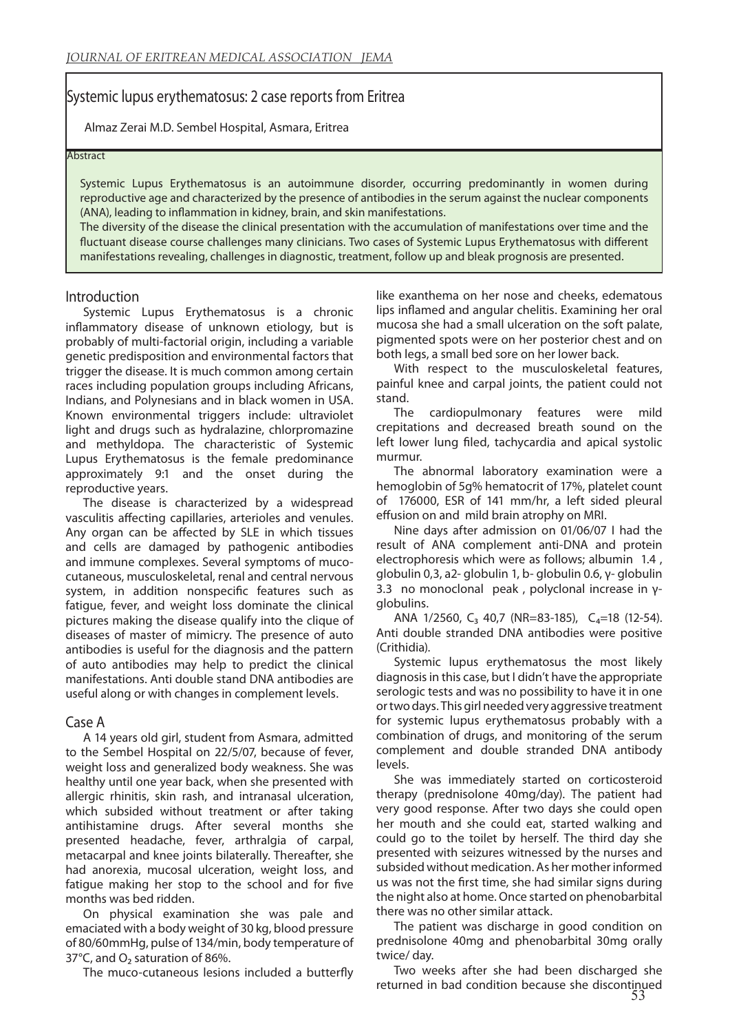# Systemic lupus erythematosus: 2 case reports from Eritrea

Almaz Zerai M.D. Sembel Hospital, Asmara, Eritrea

## Abstract

Systemic Lupus Erythematosus is an autoimmune disorder, occurring predominantly in women during reproductive age and characterized by the presence of antibodies in the serum against the nuclear components (ANA), leading to inflammation in kidney, brain, and skin manifestations.

The diversity of the disease the clinical presentation with the accumulation of manifestations over time and the fluctuant disease course challenges many clinicians. Two cases of Systemic Lupus Erythematosus with different manifestations revealing, challenges in diagnostic, treatment, follow up and bleak prognosis are presented.

## Introduction

Systemic Lupus Erythematosus is a chronic inflammatory disease of unknown etiology, but is probably of multi-factorial origin, including a variable genetic predisposition and environmental factors that trigger the disease. It is much common among certain races including population groups including Africans, Indians, and Polynesians and in black women in USA. Known environmental triggers include: ultraviolet light and drugs such as hydralazine, chlorpromazine and methyldopa. The characteristic of Systemic Lupus Erythematosus is the female predominance approximately 9:1 and the onset during the reproductive years.

The disease is characterized by a widespread vasculitis affecting capillaries, arterioles and venules. Any organ can be affected by SLE in which tissues and cells are damaged by pathogenic antibodies and immune complexes. Several symptoms of muco-cutaneous, musculoskeletal, renal and central nervous system, in addition nonspecific features such as fatigue, fever, and weight loss dominate the clinical pictures making the disease qualify into the clique of diseases of master of mimicry. The presence of auto antibodies is useful for the diagnosis and the pattern of auto antibodies may help to predict the clinical manifestations. Anti double stand DNA antibodies are useful along or with changes in complement levels.

## Case A

A 14 years old girl, student from Asmara, admitted to the Sembel Hospital on 22/5/07, because of fever, weight loss and generalized body weakness. She was healthy until one year back, when she presented with allergic rhinitis, skin rash, and intranasal ulceration, which subsided without treatment or after taking antihistamine drugs. After several months she presented headache, fever, arthralgia of carpal, metacarpal and knee joints bilaterally. Thereafter, she had anorexia, mucosal ulceration, weight loss, and fatigue making her stop to the school and for five months was bed ridden.

On physical examination she was pale and emaciated with a body weight of 30 kg, blood pressure of 80/60mmHg, pulse of 134/min, body temperature of 37°C, and $O_2$ saturation of 86%.

The muco-cutaneous lesions included a butterfly like exanthema on her nose and cheeks, edematous lips inflamed and angular chelitis. Examining her oral mucosa she had a small ulceration on the soft palate, pigmented spots were on her posterior chest and on both legs, a small bed sore on her lower back.

With respect to the musculoskeletal features, painful knee and carpal joints, the patient could not stand.

The cardiopulmonary features were mild crepitations and decreased breath sound on the left lower lung filed, tachycardia and apical systolic murmur.

The abnormal laboratory examination were a hemoglobin of 5g% hematocrit of 17%, platelet count of 176000, ESR of 141 mm/hr, a left sided pleural effusion on and mild brain atrophy on MRI.

Nine days after admission on 01/06/07 I had the result of ANA complement anti-DNA and protein electrophoresis which were as follows; albumin 1.4 , globulin 0,3, a2- globulin 1, b- globulin 0.6, γ- globulin 3.3 no monoclonal peak , polyclonal increase in γ-globulins.

ANA 1/2560, $C_3$ 40,7 (NR=83-185), $C_4$=18 (12-54). Anti double stranded DNA antibodies were positive (Crithidia).

Systemic lupus erythematosus the most likely diagnosis in this case, but I didn't have the appropriate serologic tests and was no possibility to have it in one or two days. This girl needed very aggressive treatment for systemic lupus erythematosus probably with a combination of drugs, and monitoring of the serum complement and double stranded DNA antibody levels.

She was immediately started on corticosteroid therapy (prednisolone 40mg/day). The patient had very good response. After two days she could open her mouth and she could eat, started walking and could go to the toilet by herself. The third day she presented with seizures witnessed by the nurses and subsided without medication. As her mother informed us was not the first time, she had similar signs during the night also at home. Once started on phenobarbital there was no other similar attack.

The patient was discharge in good condition on prednisolone 40mg and phenobarbital 30mg orally twice/ day.

Two weeks after she had been discharged she returned in bad condition because she discontinued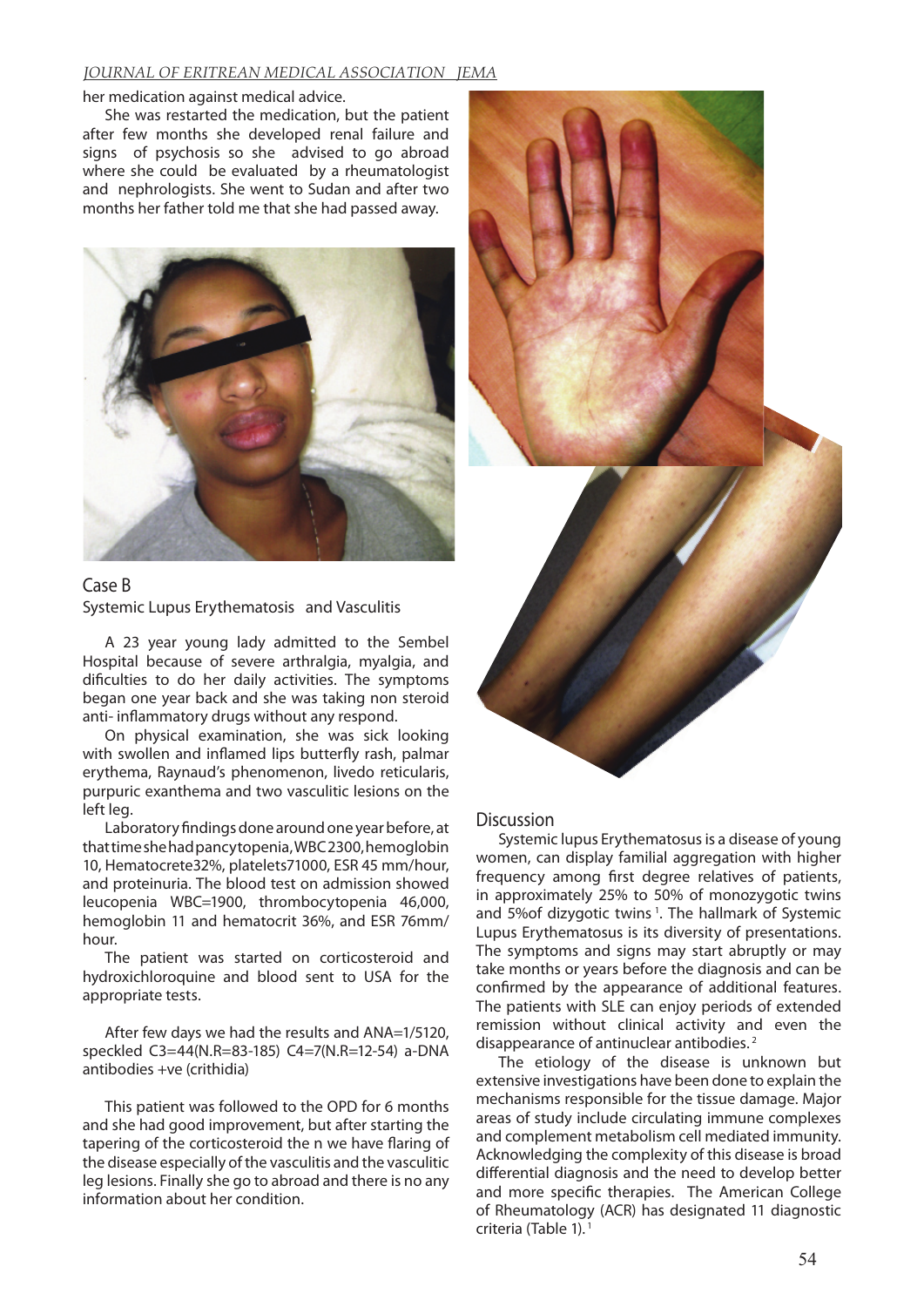her medication against medical advice.

She was restarted the medication, but the patient after few months she developed renal failure and signs of psychosis so she advised to go abroad where she could be evaluated by a rheumatologist and nephrologists. She went to Sudan and after two months her father told me that she had passed away.

## Case B

Systemic Lupus Erythematosis and Vasculitis

A 23 year young lady admitted to the Sembel Hospital because of severe arthralgia, myalgia, and dificulties to do her daily activities. The symptoms began one year back and she was taking non steroid anti- inflammatory drugs without any respond.

On physical examination, she was sick looking with swollen and inflamed lips butterfly rash, palmar erythema, Raynaud's phenomenon, livedo reticularis, purpuric exanthema and two vasculitic lesions on the left leg.

Laboratory findings done around one year before, at that time she had pancytopenia, WBC 2300, hemoglobin 10, Hematocrete32%, platelets71000, ESR 45 mm/hour, and proteinuria. The blood test on admission showed leucopenia WBC=1900, thrombocytopenia 46,000, hemoglobin 11 and hematocrit 36%, and ESR 76mm/hour.

The patient was started on corticosteroid and hydroxichloroquine and blood sent to USA for the appropriate tests.

After few days we had the results and ANA=1/5120, speckled C3=44(N.R=83-185) C4=7(N.R=12-54) a-DNA antibodies +ve (crithidia)

This patient was followed to the OPD for 6 months and she had good improvement, but after starting the tapering of the corticosteroid the n we have flaring of the disease especially of the vasculitis and the vasculitic leg lesions. Finally she go to abroad and there is no any information about her condition.

## Discussion

Systemic lupus Erythematosus is a disease of young women, can display familial aggregation with higher frequency among first degree relatives of patients, in approximately 25% to 50% of monozygotic twins and 5%of dizygotic twins [1]. The hallmark of Systemic Lupus Erythematosus is its diversity of presentations. The symptoms and signs may start abruptly or may take months or years before the diagnosis and can be confirmed by the appearance of additional features. The patients with SLE can enjoy periods of extended remission without clinical activity and even the disappearance of antinuclear antibodies. [2]

The etiology of the disease is unknown but extensive investigations have been done to explain the mechanisms responsible for the tissue damage. Major areas of study include circulating immune complexes and complement metabolism cell mediated immunity. Acknowledging the complexity of this disease is broad differential diagnosis and the need to develop better and more specific therapies. The American College of Rheumatology (ACR) has designated 11 diagnostic criteria (Table 1). [1]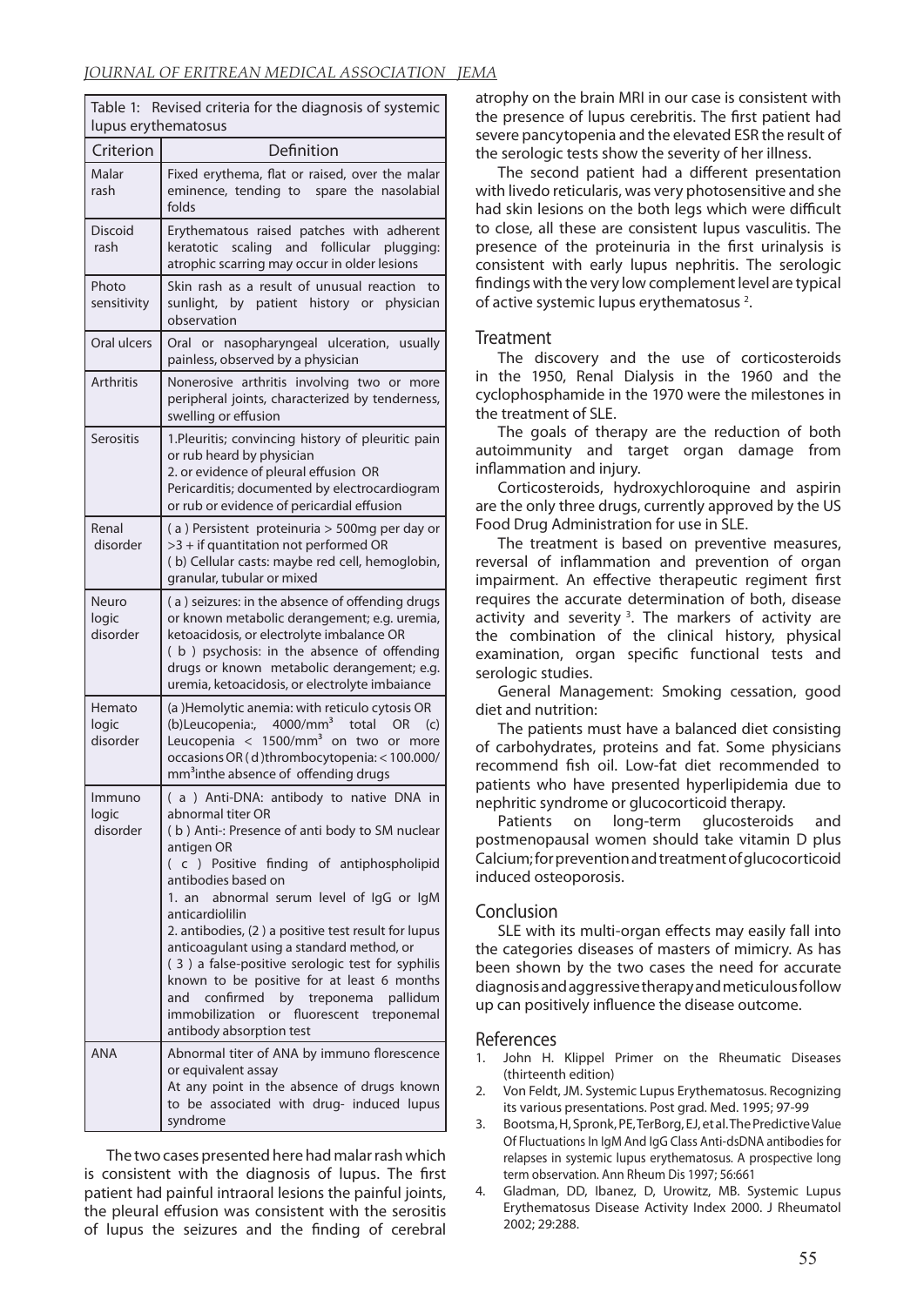| Table 1: Revised criteria for the diagnosis of systemic lupus erythematosus | |
|---|---|
| Criterion | Definition |
| Malar rash | Fixed erythema, flat or raised, over the malar eminence, tending to spare the nasolabial folds |
| Discoid rash | Erythematous raised patches with adherent keratotic scaling and follicular plugging: atrophic scarring may occur in older lesions |
| Photo sensitivity | Skin rash as a result of unusual reaction to sunlight, by patient history or physician observation |
| Oral ulcers | Oral or nasopharyngeal ulceration, usually painless, observed by a physician |
| Arthritis | Nonerosive arthritis involving two or more peripheral joints, characterized by tenderness, swelling or effusion |
| Serositis | 1.Pleuritis; convincing history of pleuritic pain or rub heard by physician<br>2. or evidence of pleural effusion OR Pericarditis; documented by electrocardiogram or rub or evidence of pericardial effusion |
| Renal disorder | ( a ) Persistent proteinuria > 500mg per day or >3 + if quantitation not performed OR<br>( b) Cellular casts: maybe red cell, hemoglobin, granular, tubular or mixed |
| Neuro logic disorder | ( a ) seizures: in the absence of offending drugs or known metabolic derangement; e.g. uremia, ketoacidosis, or electrolyte imbalance OR<br>( b ) psychosis: in the absence of offending drugs or known metabolic derangement; e.g. uremia, ketoacidosis, or electrolyte imbaiance |
| Hemato logic disorder | (a )Hemolytic anemia: with reticulo cytosis OR (b)Leucopenia:, 4000/mm$^3$ total OR (c) Leucopenia < 1500/mm$^3$ on two or more occasions OR ( d )thrombocytopenia: < 100.000/ mm$^3$inthe absence of offending drugs |
| Immuno logic disorder | ( a ) Anti-DNA: antibody to native DNA in abnormal titer OR<br>( b ) Anti-: Presence of anti body to SM nuclear antigen OR<br>( c ) Positive finding of antiphospholipid antibodies based on<br>1. an abnormal serum level of IgG or IgM anticardiolilin<br>2. antibodies, (2 ) a positive test result for lupus anticoagulant using a standard method, or<br>( 3 ) a false-positive serologic test for syphilis known to be positive for at least 6 months and confirmed by treponema pallidum immobilization or fluorescent treponemal antibody absorption test |
| ANA | Abnormal titer of ANA by immuno florescence or equivalent assay<br>At any point in the absence of drugs known to be associated with drug- induced lupus syndrome |

The two cases presented here had malar rash which is consistent with the diagnosis of lupus. The first patient had painful intraoral lesions the painful joints, the pleural effusion was consistent with the serositis of lupus the seizures and the finding of cerebral atrophy on the brain MRI in our case is consistent with the presence of lupus cerebritis. The first patient had severe pancytopenia and the elevated ESR the result of the serologic tests show the severity of her illness.

The second patient had a different presentation with livedo reticularis, was very photosensitive and she had skin lesions on the both legs which were difficult to close, all these are consistent lupus vasculitis. The presence of the proteinuria in the first urinalysis is consistent with early lupus nephritis. The serologic findings with the very low complement level are typical of active systemic lupus erythematosus [2].

## Treatment

The discovery and the use of corticosteroids in the 1950, Renal Dialysis in the 1960 and the cyclophosphamide in the 1970 were the milestones in the treatment of SLE.

The goals of therapy are the reduction of both autoimmunity and target organ damage from inflammation and injury.

Corticosteroids, hydroxychloroquine and aspirin are the only three drugs, currently approved by the US Food Drug Administration for use in SLE.

The treatment is based on preventive measures, reversal of inflammation and prevention of organ impairment. An effective therapeutic regiment first requires the accurate determination of both, disease activity and severity [3]. The markers of activity are the combination of the clinical history, physical examination, organ specific functional tests and serologic studies.

General Management: Smoking cessation, good diet and nutrition:

The patients must have a balanced diet consisting of carbohydrates, proteins and fat. Some physicians recommend fish oil. Low-fat diet recommended to patients who have presented hyperlipidemia due to nephritic syndrome or glucocorticoid therapy.

Patients on long-term glucosteroids and postmenopausal women should take vitamin D plus Calcium; for prevention and treatment of glucocorticoid induced osteoporosis.

## Conclusion

SLE with its multi-organ effects may easily fall into the categories diseases of masters of mimicry. As has been shown by the two cases the need for accurate diagnosis and aggressive therapy and meticulous follow up can positively influence the disease outcome.

## References

1. John H. Klippel Primer on the Rheumatic Diseases (thirteenth edition)
2. Von Feldt, JM. Systemic Lupus Erythematosus. Recognizing its various presentations. Post grad. Med. 1995; 97-99
3. Bootsma, H, Spronk, PE, TerBorg, EJ, et al. The Predictive Value Of Fluctuations In IgM And IgG Class Anti-dsDNA antibodies for relapses in systemic lupus erythematosus. A prospective long term observation. Ann Rheum Dis 1997; 56:661
4. Gladman, DD, Ibanez, D, Urowitz, MB. Systemic Lupus Erythematosus Disease Activity Index 2000. J Rheumatol 2002; 29:288.